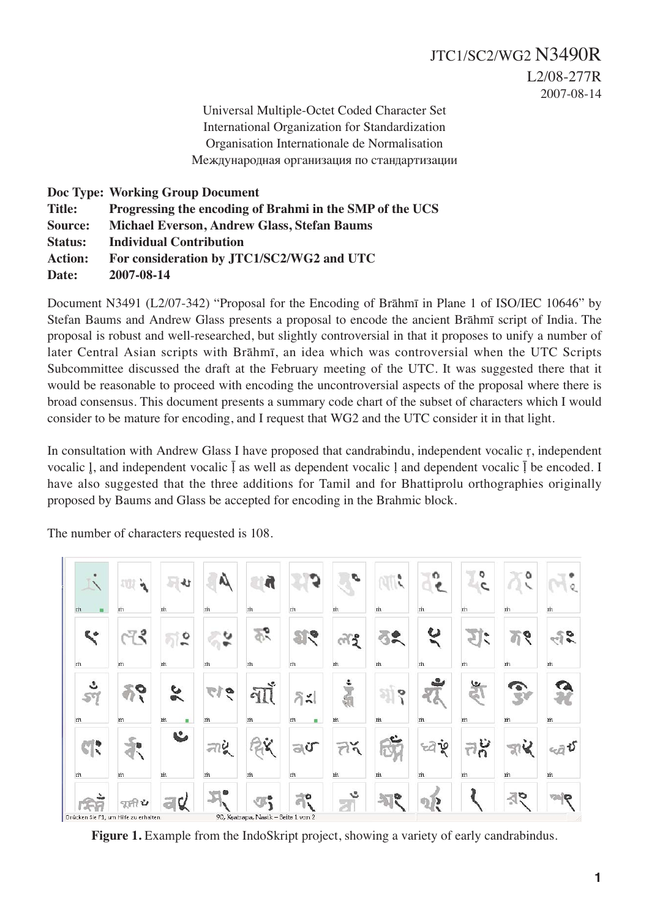JTC1/SC2/WG2 N3490R
L2/08-277R
2007-08-14

Universal Multiple-Octet Coded Character Set
International Organization for Standardization
Organisation Internationale de Normalisation
Международная организация по стандартизации

**Doc Type: Working Group Document**
**Title: Progressing the encoding of Brahmi in the SMP of the UCS**
**Source: Michael Everson, Andrew Glass, Stefan Baums**
**Status: Individual Contribution**
**Action: For consideration by JTC1/SC2/WG2 and UTC**
**Date: 2007-08-14**

Document N3491 (L2/07-342) "Proposal for the Encoding of Brāhmī in Plane 1 of ISO/IEC 10646" by Stefan Baums and Andrew Glass presents a proposal to encode the ancient Brāhmī script of India. The proposal is robust and well-researched, but slightly controversial in that it proposes to unify a number of later Central Asian scripts with Brāhmī, an idea which was controversial when the UTC Scripts Subcommittee discussed the draft at the February meeting of the UTC. It was suggested there that it would be reasonable to proceed with encoding the uncontroversial aspects of the proposal where there is broad consensus. This document presents a summary code chart of the subset of characters which I would consider to be mature for encoding, and I request that WG2 and the UTC consider it in that light.

In consultation with Andrew Glass I have proposed that candrabindu, independent vocalic r̥, independent vocalic l̥, and independent vocalic l̥̄ as well as dependent vocalic l̥ and dependent vocalic l̥̄ be encoded. I have also suggested that the three additions for Tamil and for Bhattiprolu orthographies originally proposed by Baums and Glass be accepted for encoding in the Brahmic block.

The number of characters requested is 108.

**Figure 1.** Example from the IndoSkript project, showing a variety of early candrabindus.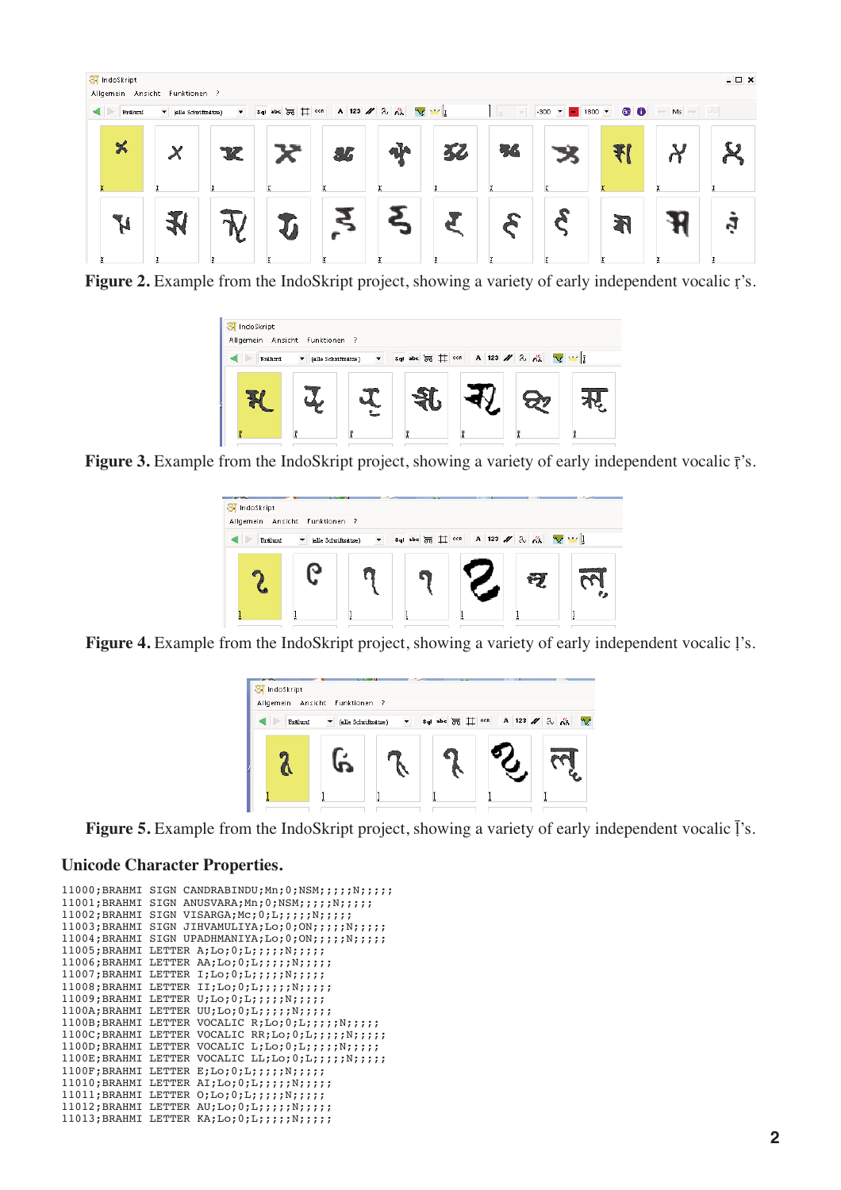**Figure 2.** Example from the IndoSkript project, showing a variety of early independent vocalic ṛ's.

**Figure 3.** Example from the IndoSkript project, showing a variety of early independent vocalic ṝ's.

**Figure 4.** Example from the IndoSkript project, showing a variety of early independent vocalic ḷ's.

**Figure 5.** Example from the IndoSkript project, showing a variety of early independent vocalic ḹ's.

### Unicode Character Properties.

```
11000;BRAHMI SIGN CANDRABINDU;Mn;0;NSM;;;;;N;;;;;
11001;BRAHMI SIGN ANUSVARA;Mn;0;NSM;;;;;N;;;;;
11002;BRAHMI SIGN VISARGA;Mc;0;L;;;;;N;;;;;
11003;BRAHMI SIGN JIHVAMULIYA;Lo;0;ON;;;;;N;;;;;
11004;BRAHMI SIGN UPADHMANIYA;Lo;0;ON;;;;;N;;;;;
11005;BRAHMI LETTER A;Lo;0;L;;;;;N;;;;;
11006;BRAHMI LETTER AA;Lo;0;L;;;;;N;;;;;
11007;BRAHMI LETTER I;Lo;0;L;;;;;N;;;;;
11008;BRAHMI LETTER II;Lo;0;L;;;;;N;;;;;
11009;BRAHMI LETTER U;Lo;0;L;;;;;N;;;;;
1100A;BRAHMI LETTER UU;Lo;0;L;;;;;N;;;;;
1100B;BRAHMI LETTER VOCALIC R;Lo;0;L;;;;;N;;;;;
1100C;BRAHMI LETTER VOCALIC RR;Lo;0;L;;;;;N;;;;;
1100D;BRAHMI LETTER VOCALIC L;Lo;0;L;;;;;N;;;;;
1100E;BRAHMI LETTER VOCALIC LL;Lo;0;L;;;;;N;;;;;
1100F;BRAHMI LETTER E;Lo;0;L;;;;;N;;;;;
11010;BRAHMI LETTER AI;Lo;0;L;;;;;N;;;;;
11011;BRAHMI LETTER O;Lo;0;L;;;;;N;;;;;
11012;BRAHMI LETTER AU;Lo;0;L;;;;;N;;;;;
11013;BRAHMI LETTER KA;Lo;0;L;;;;;N;;;;;
```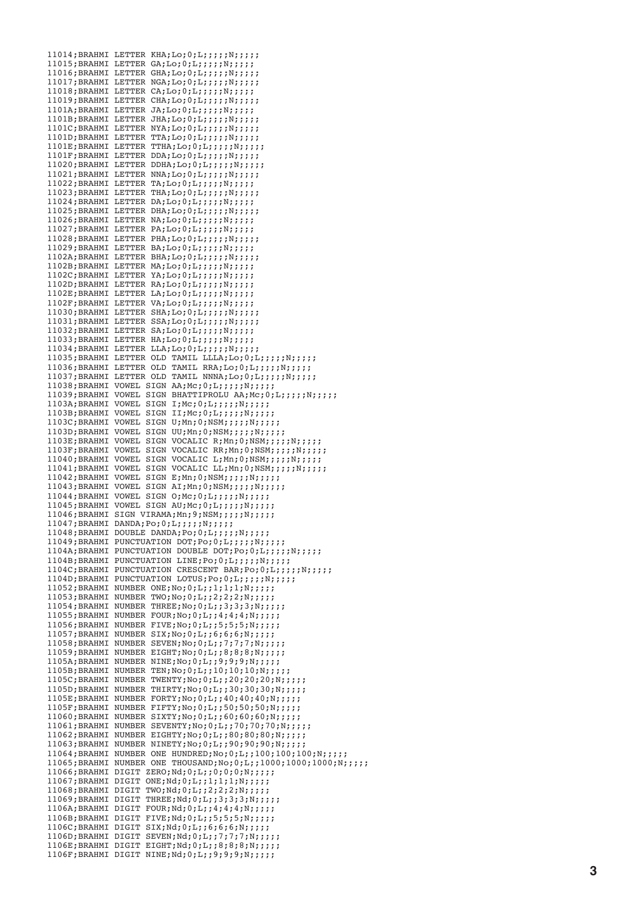```
11014;BRAHMI LETTER KHA;Lo;0;L;;;;;N;;;;;
11015;BRAHMI LETTER GA;Lo;0;L;;;;;N;;;;;
11016;BRAHMI LETTER GHA;Lo;0;L;;;;;N;;;;;
11017;BRAHMI LETTER NGA;Lo;0;L;;;;;N;;;;;
11018;BRAHMI LETTER CA;Lo;0;L;;;;;N;;;;;
11019;BRAHMI LETTER CHA;Lo;0;L;;;;;N;;;;;
1101A;BRAHMI LETTER JA;Lo;0;L;;;;;N;;;;;
1101B;BRAHMI LETTER JHA;Lo;0;L;;;;;N;;;;;
1101C;BRAHMI LETTER NYA;Lo;0;L;;;;;N;;;;;
1101D;BRAHMI LETTER TTA;Lo;0;L;;;;;N;;;;;
1101E;BRAHMI LETTER TTHA;Lo;0;L;;;;;N;;;;;
1101F;BRAHMI LETTER DDA;Lo;0;L;;;;;N;;;;;
11020;BRAHMI LETTER DDHA;Lo;0;L;;;;;N;;;;;
11021;BRAHMI LETTER NNA;Lo;0;L;;;;;N;;;;;
11022;BRAHMI LETTER TA;Lo;0;L;;;;;N;;;;;
11023;BRAHMI LETTER THA;Lo;0;L;;;;;N;;;;;
11024;BRAHMI LETTER DA;Lo;0;L;;;;;N;;;;;
11025;BRAHMI LETTER DHA;Lo;0;L;;;;;N;;;;;
11026;BRAHMI LETTER NA;Lo;0;L;;;;;N;;;;;
11027;BRAHMI LETTER PA;Lo;0;L;;;;;N;;;;;
11028;BRAHMI LETTER PHA;Lo;0;L;;;;;N;;;;;
11029;BRAHMI LETTER BA;Lo;0;L;;;;;N;;;;;
1102A;BRAHMI LETTER BHA;Lo;0;L;;;;;N;;;;;
1102B;BRAHMI LETTER MA;Lo;0;L;;;;;N;;;;;
1102C;BRAHMI LETTER YA;Lo;0;L;;;;;N;;;;;
1102D;BRAHMI LETTER RA;Lo;0;L;;;;;N;;;;;
1102E;BRAHMI LETTER LA;Lo;0;L;;;;;N;;;;;
1102F;BRAHMI LETTER VA;Lo;0;L;;;;;N;;;;;
11030;BRAHMI LETTER SHA;Lo;0;L;;;;;N;;;;;
11031;BRAHMI LETTER SSA;Lo;0;L;;;;;N;;;;;
11032;BRAHMI LETTER SA;Lo;0;L;;;;;N;;;;;
11033;BRAHMI LETTER HA;Lo;0;L;;;;;N;;;;;
11034;BRAHMI LETTER LLA;Lo;0;L;;;;;N;;;;;
11035;BRAHMI LETTER OLD TAMIL LLLA;Lo;0;L;;;;;N;;;;;
11036;BRAHMI LETTER OLD TAMIL RRA;Lo;0;L;;;;;N;;;;;
11037;BRAHMI LETTER OLD TAMIL NNNA;Lo;0;L;;;;;N;;;;;
11038;BRAHMI VOWEL SIGN AA;Mc;0;L;;;;;N;;;;;
11039;BRAHMI VOWEL SIGN BHATTIPROLU AA;Mc;0;L;;;;;N;;;;;
1103A;BRAHMI VOWEL SIGN I;Mc;0;L;;;;;N;;;;;
1103B;BRAHMI VOWEL SIGN II;Mc;0;L;;;;;N;;;;;
1103C;BRAHMI VOWEL SIGN U;Mn;0;NSM;;;;;N;;;;;
1103D;BRAHMI VOWEL SIGN UU;Mn;0;NSM;;;;;N;;;;;
1103E;BRAHMI VOWEL SIGN VOCALIC R;Mn;0;NSM;;;;;N;;;;;
1103F;BRAHMI VOWEL SIGN VOCALIC RR;Mn;0;NSM;;;;;N;;;;;
11040;BRAHMI VOWEL SIGN VOCALIC L;Mn;0;NSM;;;;;N;;;;;
11041;BRAHMI VOWEL SIGN VOCALIC LL;Mn;0;NSM;;;;;N;;;;;
11042;BRAHMI VOWEL SIGN E;Mn;0;NSM;;;;;N;;;;;
11043;BRAHMI VOWEL SIGN AI;Mn;0;NSM;;;;;N;;;;;
11044;BRAHMI VOWEL SIGN O;Mc;0;L;;;;;N;;;;;
11045;BRAHMI VOWEL SIGN AU;Mc;0;L;;;;;N;;;;;
11046;BRAHMI SIGN VIRAMA;Mn;9;NSM;;;;;N;;;;;
11047;BRAHMI DANDA;Po;0;L;;;;;N;;;;;
11048;BRAHMI DOUBLE DANDA;Po;0;L;;;;;N;;;;;
11049;BRAHMI PUNCTUATION DOT;Po;0;L;;;;;N;;;;;
1104A;BRAHMI PUNCTUATION DOUBLE DOT;Po;0;L;;;;;N;;;;;
1104B;BRAHMI PUNCTUATION LINE;Po;0;L;;;;;N;;;;;
1104C;BRAHMI PUNCTUATION CRESCENT BAR;Po;0;L;;;;;N;;;;;
1104D;BRAHMI PUNCTUATION LOTUS;Po;0;L;;;;;N;;;;;
11052;BRAHMI NUMBER ONE;No;0;L;;1;1;1;N;;;;;
11053;BRAHMI NUMBER TWO;No;0;L;;2;2;2;N;;;;;
11054;BRAHMI NUMBER THREE;No;0;L;;3;3;3;N;;;;;
11055;BRAHMI NUMBER FOUR;No;0;L;;4;4;4;N;;;;;
11056;BRAHMI NUMBER FIVE;No;0;L;;5;5;5;N;;;;;
11057;BRAHMI NUMBER SIX;No;0;L;;6;6;6;N;;;;;
11058;BRAHMI NUMBER SEVEN;No;0;L;;7;7;7;N;;;;;
11059;BRAHMI NUMBER EIGHT;No;0;L;;8;8;8;N;;;;;
1105A;BRAHMI NUMBER NINE;No;0;L;;9;9;9;N;;;;;
1105B;BRAHMI NUMBER TEN;No;0;L;;10;10;10;N;;;;;
1105C;BRAHMI NUMBER TWENTY;No;0;L;;20;20;20;N;;;;;
1105D;BRAHMI NUMBER THIRTY;No;0;L;;30;30;30;N;;;;;
1105E;BRAHMI NUMBER FORTY;No;0;L;;40;40;40;N;;;;;
1105F;BRAHMI NUMBER FIFTY;No;0;L;;50;50;50;N;;;;;
11060;BRAHMI NUMBER SIXTY;No;0;L;;60;60;60;N;;;;;
11061;BRAHMI NUMBER SEVENTY;No;0;L;;70;70;70;N;;;;;
11062;BRAHMI NUMBER EIGHTY;No;0;L;;80;80;80;N;;;;;
11063;BRAHMI NUMBER NINETY;No;0;L;;90;90;90;N;;;;;
11064;BRAHMI NUMBER ONE HUNDRED;No;0;L;;100;100;100;N;;;;;
11065;BRAHMI NUMBER ONE THOUSAND;No;0;L;;1000;1000;1000;N;;;;;
11066;BRAHMI DIGIT ZERO;Nd;0;L;;0;0;0;N;;;;;
11067;BRAHMI DIGIT ONE;Nd;0;L;;1;1;1;N;;;;;
11068;BRAHMI DIGIT TWO;Nd;0;L;;2;2;2;N;;;;;
11069;BRAHMI DIGIT THREE;Nd;0;L;;3;3;3;N;;;;;
1106A;BRAHMI DIGIT FOUR;Nd;0;L;;4;4;4;N;;;;;
1106B;BRAHMI DIGIT FIVE;Nd;0;L;;5;5;5;N;;;;;
1106C;BRAHMI DIGIT SIX;Nd;0;L;;6;6;6;N;;;;;
1106D;BRAHMI DIGIT SEVEN;Nd;0;L;;7;7;7;N;;;;;
1106E;BRAHMI DIGIT EIGHT;Nd;0;L;;8;8;8;N;;;;;
1106F;BRAHMI DIGIT NINE;Nd;0;L;;9;9;9;N;;;;;
```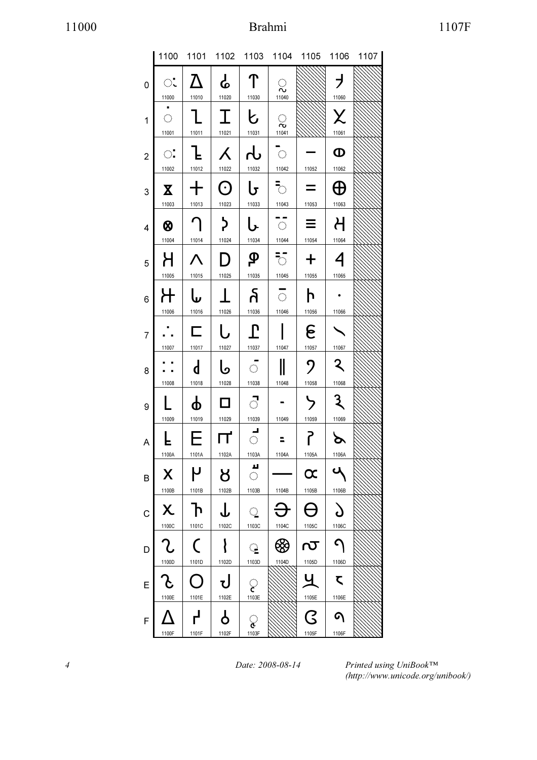# Brahmi

| | 1100 | 1101 | 1102 | 1103 | 1104 | 1105 | 1106 | 1107 |
|---|---|---|---|---|---|---|---|---|
| 0 | ◌𑀀 11000 | 𑀐 11010 | 𑀠 11020 | 𑀰 11030 | ◌𑁀 11040 | | 𑁠 11060 | |
| 1 | ◌𑀁 11001 | 𑀑 11011 | 𑀡 11021 | 𑀱 11031 | ◌𑁁 11041 | | 𑁡 11061 | |
| 2 | ◌𑀂 11002 | 𑀒 11012 | 𑀢 11022 | 𑀲 11032 | ◌𑁂 11042 | 𑁒 11052 | 𑁢 11062 | |
| 3 | 𑀃 11003 | 𑀓 11013 | 𑀣 11023 | 𑀳 11033 | ◌𑁃 11043 | 𑁓 11053 | 𑁣 11063 | |
| 4 | 𑀄 11004 | 𑀔 11014 | 𑀤 11024 | 𑀴 11034 | ◌𑁄 11044 | 𑁔 11054 | 𑁤 11064 | |
| 5 | 𑀅 11005 | 𑀕 11015 | 𑀥 11025 | 𑀵 11035 | ◌𑁅 11045 | 𑁕 11055 | 𑁥 11065 | |
| 6 | 𑀆 11006 | 𑀖 11016 | 𑀦 11026 | 𑀶 11036 | ◌𑁆 11046 | 𑁖 11056 | 𑁦 11066 | |
| 7 | 𑀇 11007 | 𑀗 11017 | 𑀧 11027 | 𑀷 11037 | 𑁇 11047 | 𑁗 11057 | 𑁧 11067 | |
| 8 | 𑀈 11008 | 𑀘 11018 | 𑀨 11028 | ◌𑀸 11038 | 𑁈 11048 | 𑁘 11058 | 𑁨 11068 | |
| 9 | 𑀉 11009 | 𑀙 11019 | 𑀩 11029 | ◌𑀹 11039 | 𑁉 11049 | 𑁙 11059 | 𑁩 11069 | |
| A | 𑀊 1100A | 𑀚 1101A | 𑀪 1102A | ◌𑀺 1103A | 𑁊 1104A | 𑁚 1105A | 𑁪 1106A | |
| B | 𑀋 1100B | 𑀛 1101B | 𑀫 1102B | ◌𑀻 1103B | 𑁋 1104B | 𑁛 1105B | 𑁫 1106B | |
| C | 𑀌 1100C | 𑀜 1101C | 𑀬 1102C | ◌𑀼 1103C | 𑁌 1104C | 𑁜 1105C | 𑁬 1106C | |
| D | 𑀍 1100D | 𑀝 1101D | 𑀭 1102D | ◌𑀽 1103D | 𑁍 1104D | 𑁝 1105D | 𑁭 1106D | |
| E | 𑀎 1100E | 𑀞 1101E | 𑀮 1102E | ◌𑀾 1103E | | 𑁞 1105E | 𑁮 1106E | |
| F | 𑀏 1100F | 𑀟 1101F | 𑀯 1102F | ◌𑀿 1103F | | 𑁟 1105F | 𑁯 1106F | |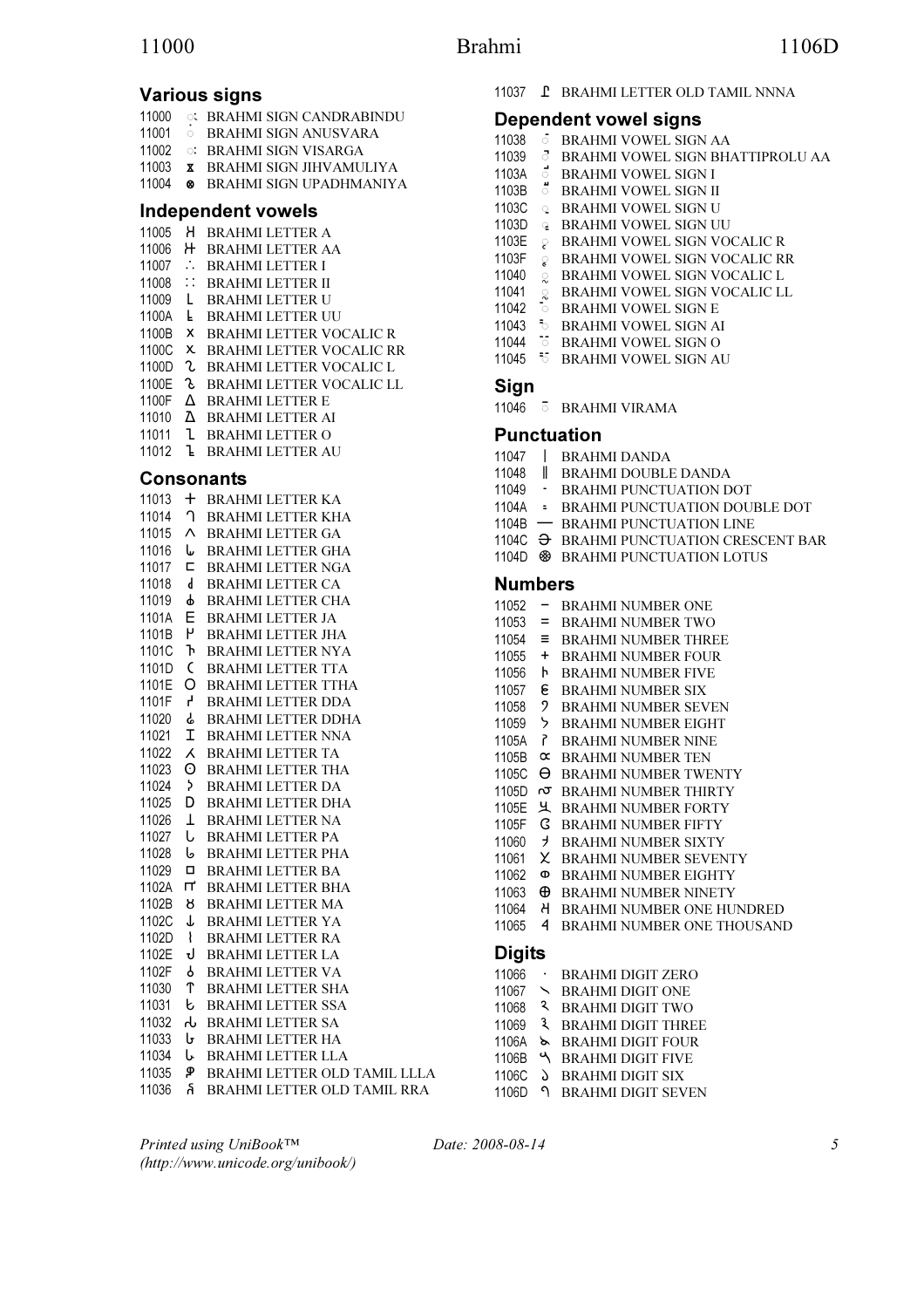## Various signs

11000 𑀀 BRAHMI SIGN CANDRABINDU
11001 𑀁 BRAHMI SIGN ANUSVARA
11002 𑀂 BRAHMI SIGN VISARGA
11003 𑀃 BRAHMI SIGN JIHVAMULIYA
11004 𑀄 BRAHMI SIGN UPADHMANIYA

## Independent vowels

11005 𑀅 BRAHMI LETTER A
11006 𑀆 BRAHMI LETTER AA
11007 𑀇 BRAHMI LETTER I
11008 𑀈 BRAHMI LETTER II
11009 𑀉 BRAHMI LETTER U
1100A 𑀊 BRAHMI LETTER UU
1100B 𑀋 BRAHMI LETTER VOCALIC R
1100C 𑀌 BRAHMI LETTER VOCALIC RR
1100D 𑀍 BRAHMI LETTER VOCALIC L
1100E 𑀎 BRAHMI LETTER VOCALIC LL
1100F 𑀏 BRAHMI LETTER E
11010 𑀐 BRAHMI LETTER AI
11011 𑀑 BRAHMI LETTER O
11012 𑀒 BRAHMI LETTER AU

## Consonants

11013 𑀓 BRAHMI LETTER KA
11014 𑀔 BRAHMI LETTER KHA
11015 𑀕 BRAHMI LETTER GA
11016 𑀖 BRAHMI LETTER GHA
11017 𑀗 BRAHMI LETTER NGA
11018 𑀘 BRAHMI LETTER CA
11019 𑀙 BRAHMI LETTER CHA
1101A 𑀚 BRAHMI LETTER JA
1101B 𑀛 BRAHMI LETTER JHA
1101C 𑀜 BRAHMI LETTER NYA
1101D 𑀝 BRAHMI LETTER TTA
1101E 𑀞 BRAHMI LETTER TTHA
1101F 𑀟 BRAHMI LETTER DDA
11020 𑀠 BRAHMI LETTER DDHA
11021 𑀡 BRAHMI LETTER NNA
11022 𑀢 BRAHMI LETTER TA
11023 𑀣 BRAHMI LETTER THA
11024 𑀤 BRAHMI LETTER DA
11025 𑀥 BRAHMI LETTER DHA
11026 𑀦 BRAHMI LETTER NA
11027 𑀧 BRAHMI LETTER PA
11028 𑀨 BRAHMI LETTER PHA
11029 𑀩 BRAHMI LETTER BA
1102A 𑀪 BRAHMI LETTER BHA
1102B 𑀫 BRAHMI LETTER MA
1102C 𑀬 BRAHMI LETTER YA
1102D 𑀭 BRAHMI LETTER RA
1102E 𑀮 BRAHMI LETTER LA
1102F 𑀯 BRAHMI LETTER VA
11030 𑀰 BRAHMI LETTER SHA
11031 𑀱 BRAHMI LETTER SSA
11032 𑀲 BRAHMI LETTER SA
11033 𑀳 BRAHMI LETTER HA
11034 𑀴 BRAHMI LETTER LLA
11035 𑀵 BRAHMI LETTER OLD TAMIL LLLA
11036 𑀶 BRAHMI LETTER OLD TAMIL RRA
11037 𑀷 BRAHMI LETTER OLD TAMIL NNNA

## Dependent vowel signs

11038 𑀸 BRAHMI VOWEL SIGN AA
11039 𑀹 BRAHMI VOWEL SIGN BHATTIPROLU AA
1103A 𑀺 BRAHMI VOWEL SIGN I
1103B 𑀻 BRAHMI VOWEL SIGN II
1103C 𑀼 BRAHMI VOWEL SIGN U
1103D 𑀽 BRAHMI VOWEL SIGN UU
1103E 𑀾 BRAHMI VOWEL SIGN VOCALIC R
1103F 𑀿 BRAHMI VOWEL SIGN VOCALIC RR
11040 𑁀 BRAHMI VOWEL SIGN VOCALIC L
11041 𑁁 BRAHMI VOWEL SIGN VOCALIC LL
11042 𑁂 BRAHMI VOWEL SIGN E
11043 𑁃 BRAHMI VOWEL SIGN AI
11044 𑁄 BRAHMI VOWEL SIGN O
11045 𑁅 BRAHMI VOWEL SIGN AU

## Sign

11046 𑁆 BRAHMI VIRAMA

## Punctuation

11047 𑁇 BRAHMI DANDA
11048 𑁈 BRAHMI DOUBLE DANDA
11049 𑁉 BRAHMI PUNCTUATION DOT
1104A 𑁊 BRAHMI PUNCTUATION DOUBLE DOT
1104B 𑁋 BRAHMI PUNCTUATION LINE
1104C 𑁌 BRAHMI PUNCTUATION CRESCENT BAR
1104D 𑁍 BRAHMI PUNCTUATION LOTUS

## Numbers

11052 𑁒 BRAHMI NUMBER ONE
11053 𑁓 BRAHMI NUMBER TWO
11054 𑁔 BRAHMI NUMBER THREE
11055 𑁕 BRAHMI NUMBER FOUR
11056 𑁖 BRAHMI NUMBER FIVE
11057 𑁗 BRAHMI NUMBER SIX
11058 𑁘 BRAHMI NUMBER SEVEN
11059 𑁙 BRAHMI NUMBER EIGHT
1105A 𑁚 BRAHMI NUMBER NINE
1105B 𑁛 BRAHMI NUMBER TEN
1105C 𑁜 BRAHMI NUMBER TWENTY
1105D 𑁝 BRAHMI NUMBER THIRTY
1105E 𑁞 BRAHMI NUMBER FORTY
1105F 𑁟 BRAHMI NUMBER FIFTY
11060 𑁠 BRAHMI NUMBER SIXTY
11061 𑁡 BRAHMI NUMBER SEVENTY
11062 𑁢 BRAHMI NUMBER EIGHTY
11063 𑁣 BRAHMI NUMBER NINETY
11064 𑁤 BRAHMI NUMBER ONE HUNDRED
11065 𑁥 BRAHMI NUMBER ONE THOUSAND

## Digits

11066 𑁦 BRAHMI DIGIT ZERO
11067 𑁧 BRAHMI DIGIT ONE
11068 𑁨 BRAHMI DIGIT TWO
11069 𑁩 BRAHMI DIGIT THREE
1106A 𑁪 BRAHMI DIGIT FOUR
1106B 𑁫 BRAHMI DIGIT FIVE
1106C 𑁬 BRAHMI DIGIT SIX
1106D 𑁭 BRAHMI DIGIT SEVEN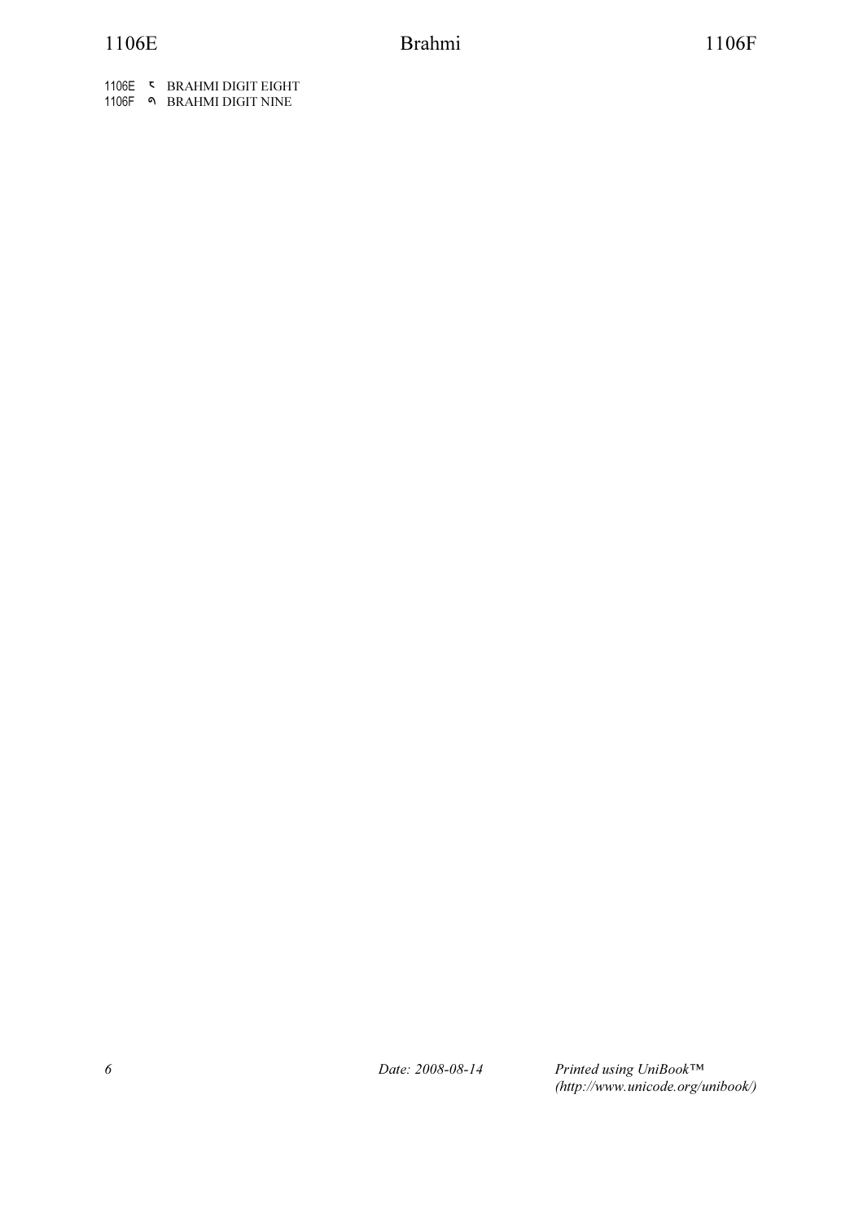1106E 𑁮 BRAHMI DIGIT EIGHT
1106F 𑁯 BRAHMI DIGIT NINE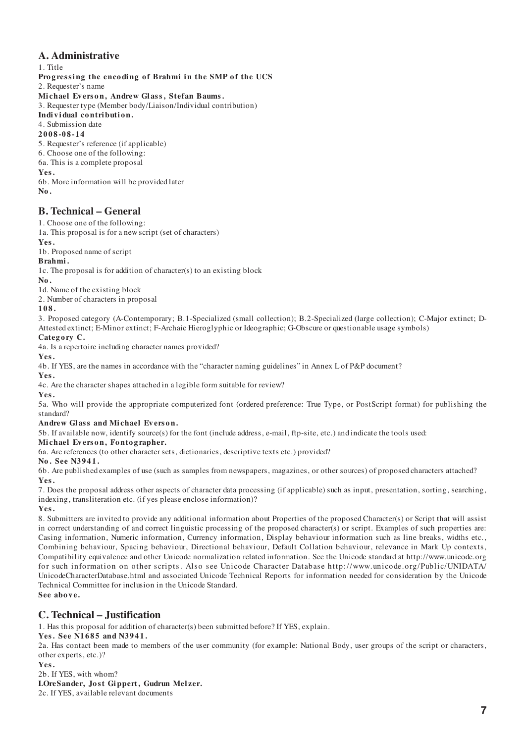## A. Administrative

1. Title

**Progressing the encoding of Brahmi in the SMP of the UCS**

2. Requester's name

**Michael Everson, Andrew Glass, Stefan Baums.**

3. Requester type (Member body/Liaison/Individual contribution)

**Individual contribution.**

4. Submission date

**2008-08-14**

5. Requester's reference (if applicable)

6. Choose one of the following:

6a. This is a complete proposal

**Yes.**

6b. More information will be provided later

**No.**

## B. Technical – General

1. Choose one of the following:

1a. This proposal is for a new script (set of characters)

**Yes.**

1b. Proposed name of script

**Brahmi.**

1c. The proposal is for addition of character(s) to an existing block

**No.**

1d. Name of the existing block

2. Number of characters in proposal

**108.**

3. Proposed category (A-Contemporary; B.1-Specialized (small collection); B.2-Specialized (large collection); C-Major extinct; D-Attested extinct; E-Minor extinct; F-Archaic Hieroglyphic or Ideographic; G-Obscure or questionable usage symbols)

**Category C.**

4a. Is a repertoire including character names provided?

**Yes.**

4b. If YES, are the names in accordance with the "character naming guidelines" in Annex L of P&P document?

**Yes.**

4c. Are the character shapes attached in a legible form suitable for review?

**Yes.**

5a. Who will provide the appropriate computerized font (ordered preference: True Type, or PostScript format) for publishing the standard?

**Andrew Glass and Michael Everson.**

5b. If available now, identify source(s) for the font (include address, e-mail, ftp-site, etc.) and indicate the tools used:

**Michael Everson, Fontographer.**

6a. Are references (to other character sets, dictionaries, descriptive texts etc.) provided?

**No. See N3941.**

6b. Are published examples of use (such as samples from newspapers, magazines, or other sources) of proposed characters attached?

**Yes.**

7. Does the proposal address other aspects of character data processing (if applicable) such as input, presentation, sorting, searching, indexing, transliteration etc. (if yes please enclose information)?

**Yes.**

8. Submitters are invited to provide any additional information about Properties of the proposed Character(s) or Script that will assist in correct understanding of and correct linguistic processing of the proposed character(s) or script. Examples of such properties are: Casing information, Numeric information, Currency information, Display behaviour information such as line breaks, widths etc., Combining behaviour, Spacing behaviour, Directional behaviour, Default Collation behaviour, relevance in Mark Up contexts, Compatibility equivalence and other Unicode normalization related information. See the Unicode standard at http://www.unicode.org for such information on other scripts. Also see Unicode Character Database http://www.unicode.org/Public/UNIDATA/UnicodeCharacterDatabase.html and associated Unicode Technical Reports for information needed for consideration by the Unicode Technical Committee for inclusion in the Unicode Standard.

**See above.**

## C. Technical – Justification

1. Has this proposal for addition of character(s) been submitted before? If YES, explain.

**Yes. See N1685 and N3941.**

2a. Has contact been made to members of the user community (for example: National Body, user groups of the script or characters, other experts, etc.)?

**Yes.**

2b. If YES, with whom?

**LOreSander, Jost Gippert, Gudrun Melzer.**

2c. If YES, available relevant documents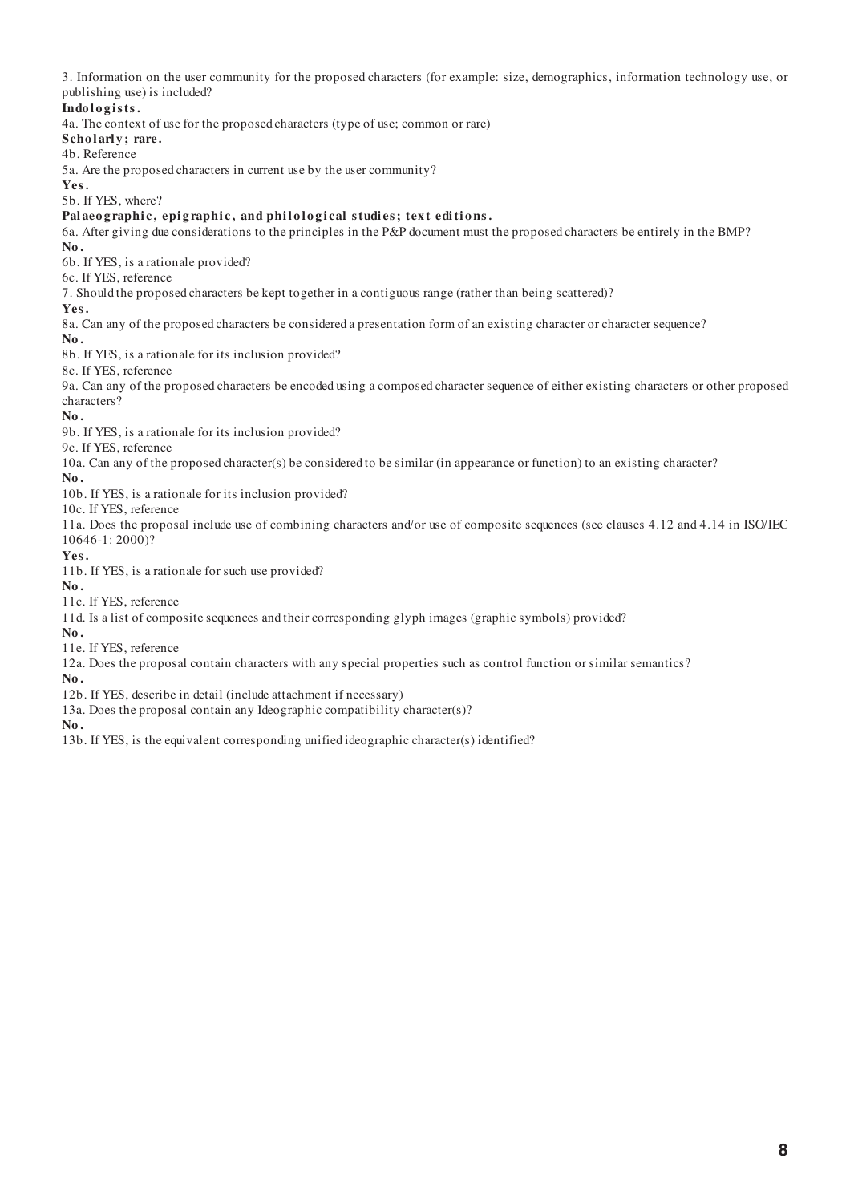3. Information on the user community for the proposed characters (for example: size, demographics, information technology use, or publishing use) is included?

**Indologists.**

4a. The context of use for the proposed characters (type of use; common or rare)

**Scholarly; rare.**

4b. Reference

5a. Are the proposed characters in current use by the user community?

**Yes.**

5b. If YES, where?

**Palaeographic, epigraphic, and philological studies; text editions.**

6a. After giving due considerations to the principles in the P&P document must the proposed characters be entirely in the BMP?

**No.**

6b. If YES, is a rationale provided?

6c. If YES, reference

7. Should the proposed characters be kept together in a contiguous range (rather than being scattered)?

**Yes.**

8a. Can any of the proposed characters be considered a presentation form of an existing character or character sequence?

**No.**

8b. If YES, is a rationale for its inclusion provided?

8c. If YES, reference

9a. Can any of the proposed characters be encoded using a composed character sequence of either existing characters or other proposed characters?

**No.**

9b. If YES, is a rationale for its inclusion provided?

9c. If YES, reference

10a. Can any of the proposed character(s) be considered to be similar (in appearance or function) to an existing character?

**No.**

10b. If YES, is a rationale for its inclusion provided?

10c. If YES, reference

11a. Does the proposal include use of combining characters and/or use of composite sequences (see clauses 4.12 and 4.14 in ISO/IEC 10646-1: 2000)?

**Yes.**

11b. If YES, is a rationale for such use provided?

**No.**

11c. If YES, reference

11d. Is a list of composite sequences and their corresponding glyph images (graphic symbols) provided?

**No.**

11e. If YES, reference

12a. Does the proposal contain characters with any special properties such as control function or similar semantics?

**No.**

12b. If YES, describe in detail (include attachment if necessary)

13a. Does the proposal contain any Ideographic compatibility character(s)?

**No.**

13b. If YES, is the equivalent corresponding unified ideographic character(s) identified?